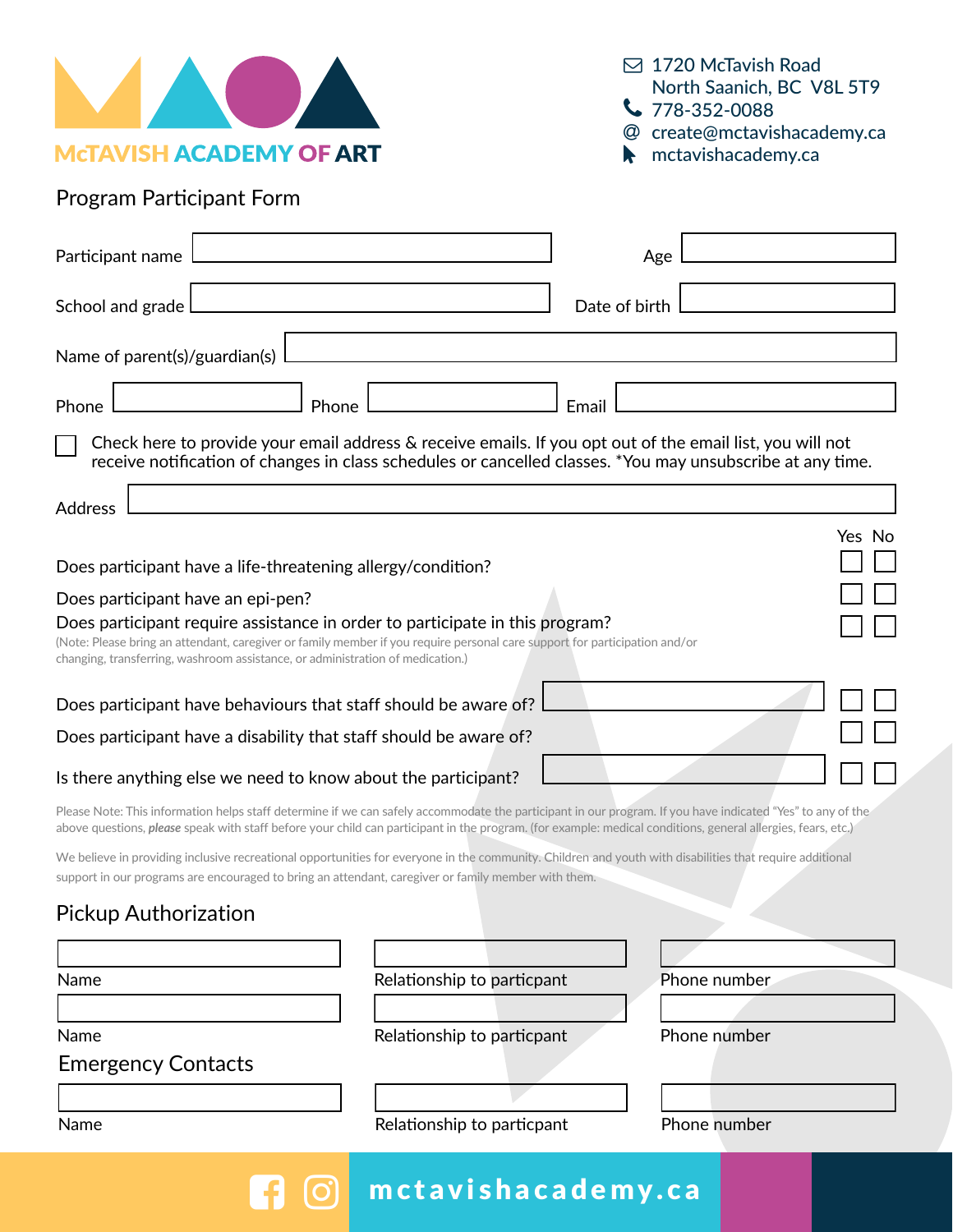# McTAVISH ACADEMY OF ART

1720 McTavish Road
North Saanich, BC V8L 5T9
778-352-0088
create@mctavishacademy.ca
mctavishacademy.ca

## Program Participant Form

Participant name ______________________ Age ________

School and grade ______________________ Date of birth ________

Name of parent(s)/guardian(s) ______________________

Phone ____________ Phone ____________ Email ____________

☐ Check here to provide your email address & receive emails. If you opt out of the email list, you will not receive notification of changes in class schedules or cancelled classes. *You may unsubscribe at any time.

Address ______________________

| | Yes | No |
|---|---|---|
| Does participant have a life-threatening allergy/condition? | ☐ | ☐ |
| Does participant have an epi-pen? | ☐ | ☐ |
| Does participant require assistance in order to participate in this program? (Note: Please bring an attendant, caregiver or family member if you require personal care support for participation and/or changing, transferring, washroom assistance, or administration of medication.) | ☐ | ☐ |
| Does participant have behaviours that staff should be aware of? ____________ | ☐ | ☐ |
| Does participant have a disability that staff should be aware of? | ☐ | ☐ |
| Is there anything else we need to know about the participant? ____________ | ☐ | ☐ |

Please Note: This information helps staff determine if we can safely accommodate the participant in our program. If you have indicated "Yes" to any of the above questions, ***please*** speak with staff before your child can participant in the program. (for example: medical conditions, general allergies, fears, etc.)

We believe in providing inclusive recreational opportunities for everyone in the community. Children and youth with disabilities that require additional support in our programs are encouraged to bring an attendant, caregiver or family member with them.

## Pickup Authorization

| Name | Relationship to particpant | Phone number |
|---|---|---|
| | | |
| | | |

## Emergency Contacts

| Name | Relationship to particpant | Phone number |
|---|---|---|
| | | |

mctavishacademy.ca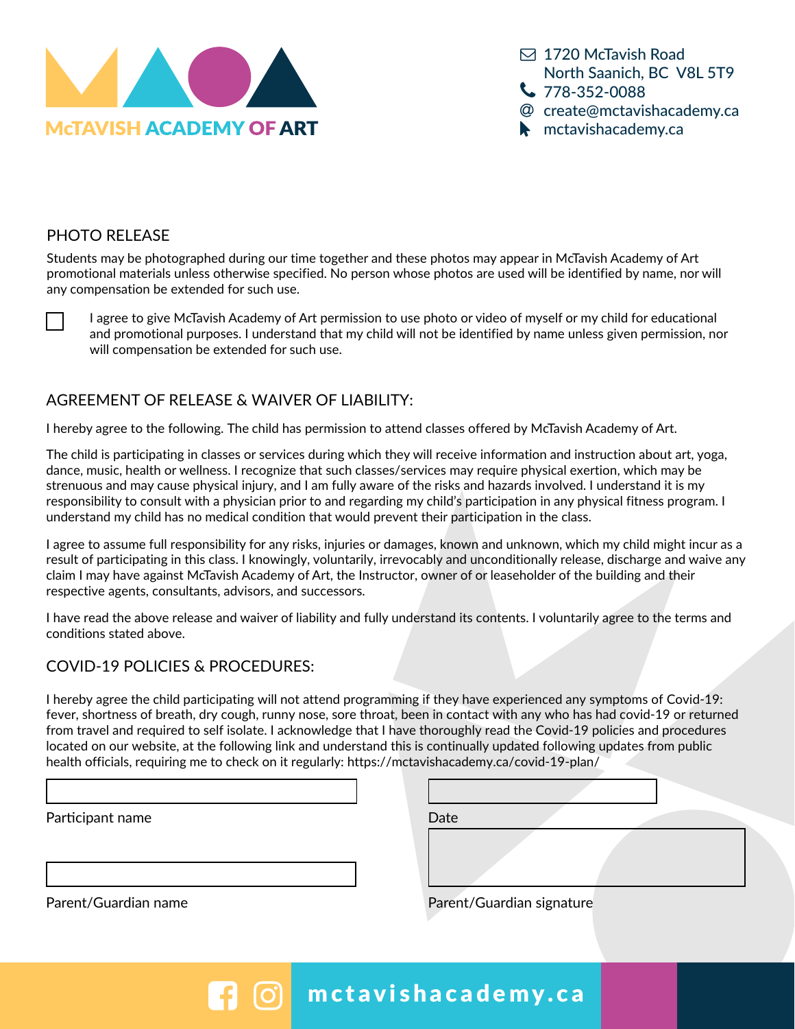McTAVISH ACADEMY OF ART

1720 McTavish Road
North Saanich, BC V8L 5T9
778-352-0088
create@mctavishacademy.ca
mctavishacademy.ca

## PHOTO RELEASE

Students may be photographed during our time together and these photos may appear in McTavish Academy of Art promotional materials unless otherwise specified. No person whose photos are used will be identified by name, nor will any compensation be extended for such use.

☐ I agree to give McTavish Academy of Art permission to use photo or video of myself or my child for educational and promotional purposes. I understand that my child will not be identified by name unless given permission, nor will compensation be extended for such use.

## AGREEMENT OF RELEASE & WAIVER OF LIABILITY:

I hereby agree to the following. The child has permission to attend classes offered by McTavish Academy of Art.

The child is participating in classes or services during which they will receive information and instruction about art, yoga, dance, music, health or wellness. I recognize that such classes/services may require physical exertion, which may be strenuous and may cause physical injury, and I am fully aware of the risks and hazards involved. I understand it is my responsibility to consult with a physician prior to and regarding my child's participation in any physical fitness program. I understand my child has no medical condition that would prevent their participation in the class.

I agree to assume full responsibility for any risks, injuries or damages, known and unknown, which my child might incur as a result of participating in this class. I knowingly, voluntarily, irrevocably and unconditionally release, discharge and waive any claim I may have against McTavish Academy of Art, the Instructor, owner of or leaseholder of the building and their respective agents, consultants, advisors, and successors.

I have read the above release and waiver of liability and fully understand its contents. I voluntarily agree to the terms and conditions stated above.

## COVID-19 POLICIES & PROCEDURES:

I hereby agree the child participating will not attend programming if they have experienced any symptoms of Covid-19: fever, shortness of breath, dry cough, runny nose, sore throat, been in contact with any who has had covid-19 or returned from travel and required to self isolate. I acknowledge that I have thoroughly read the Covid-19 policies and procedures located on our website, at the following link and understand this is continually updated following updates from public health officials, requiring me to check on it regularly: https://mctavishacademy.ca/covid-19-plan/

Participant name: ____________________

Date: ____________________

Parent/Guardian name: ____________________

Parent/Guardian signature: ____________________

mctavishacademy.ca